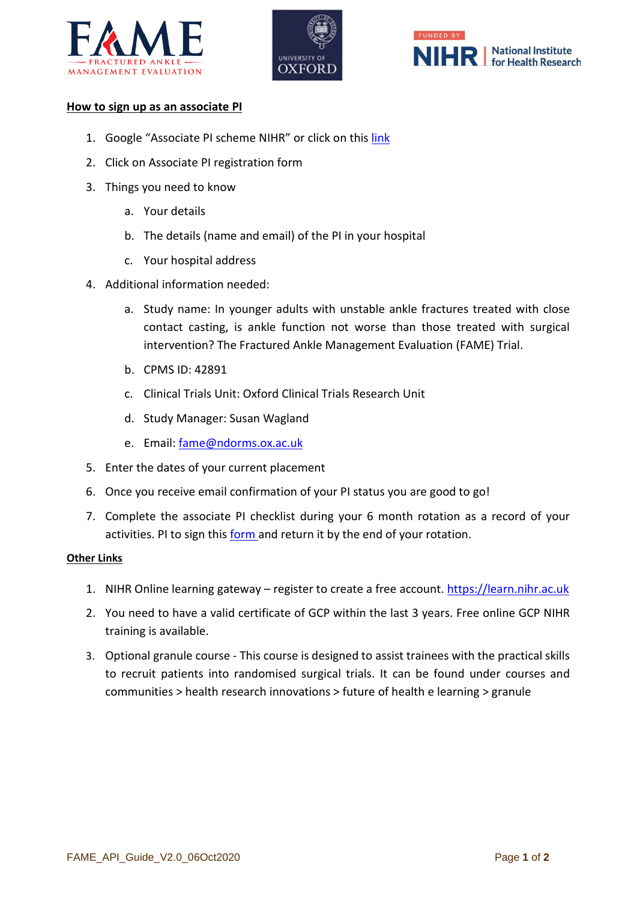## How to sign up as an associate PI

1. Google "Associate PI scheme NIHR" or click on this link
2. Click on Associate PI registration form
3. Things you need to know
    a. Your details
    b. The details (name and email) of the PI in your hospital
    c. Your hospital address
4. Additional information needed:
    a. Study name: In younger adults with unstable ankle fractures treated with close contact casting, is ankle function not worse than those treated with surgical intervention? The Fractured Ankle Management Evaluation (FAME) Trial.
    b. CPMS ID: 42891
    c. Clinical Trials Unit: Oxford Clinical Trials Research Unit
    d. Study Manager: Susan Wagland
    e. Email: fame@ndorms.ox.ac.uk
5. Enter the dates of your current placement
6. Once you receive email confirmation of your PI status you are good to go!
7. Complete the associate PI checklist during your 6 month rotation as a record of your activities. PI to sign this form and return it by the end of your rotation.

### Other Links

1. NIHR Online learning gateway – register to create a free account. https://learn.nihr.ac.uk
2. You need to have a valid certificate of GCP within the last 3 years. Free online GCP NIHR training is available.
3. Optional granule course - This course is designed to assist trainees with the practical skills to recruit patients into randomised surgical trials. It can be found under courses and communities > health research innovations > future of health e learning > granule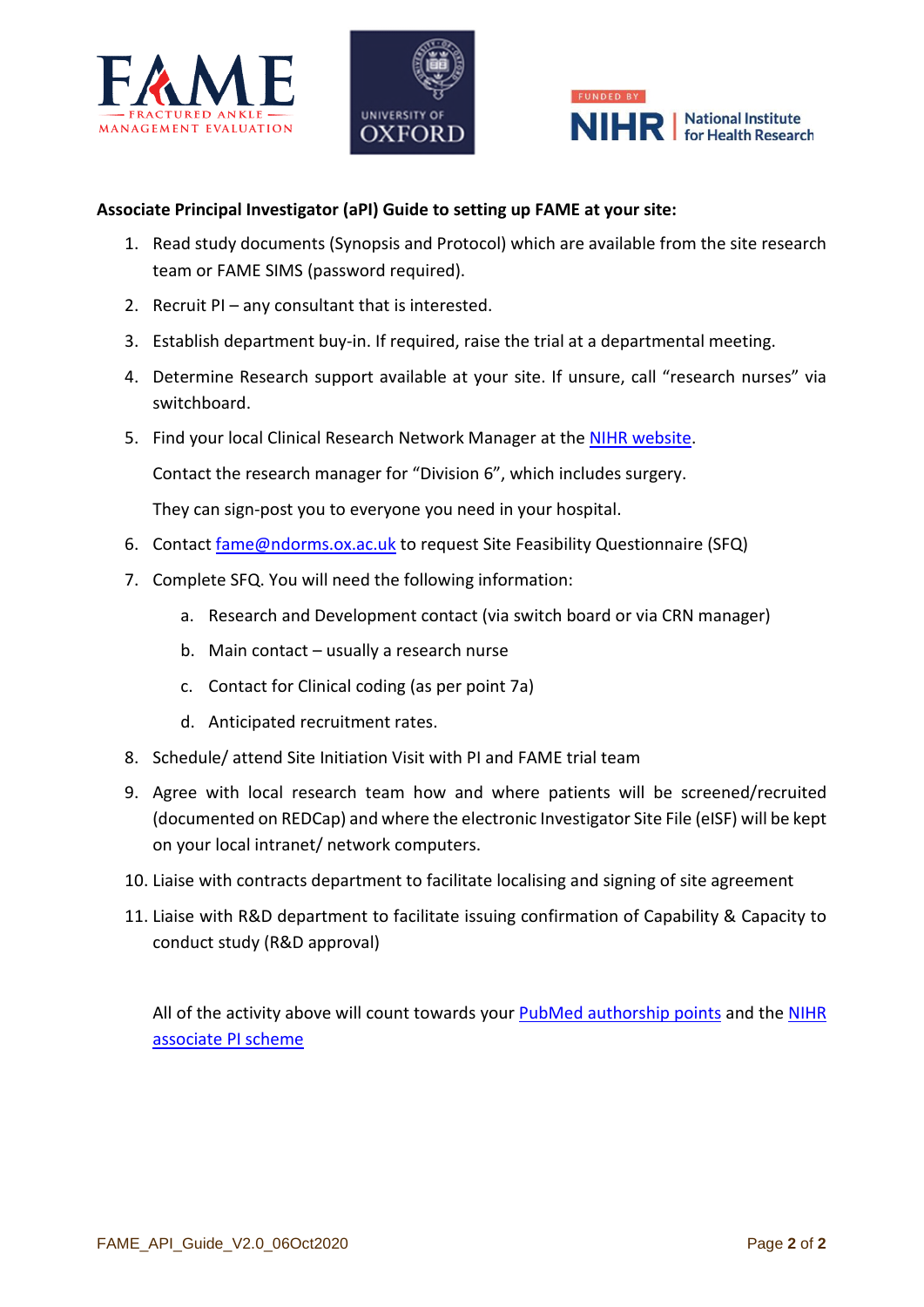**Associate Principal Investigator (aPI) Guide to setting up FAME at your site:**

1. Read study documents (Synopsis and Protocol) which are available from the site research team or FAME SIMS (password required).
2. Recruit PI – any consultant that is interested.
3. Establish department buy-in. If required, raise the trial at a departmental meeting.
4. Determine Research support available at your site. If unsure, call "research nurses" via switchboard.
5. Find your local Clinical Research Network Manager at the NIHR website.

   Contact the research manager for "Division 6", which includes surgery.

   They can sign-post you to everyone you need in your hospital.
6. Contact fame@ndorms.ox.ac.uk to request Site Feasibility Questionnaire (SFQ)
7. Complete SFQ. You will need the following information:
   a. Research and Development contact (via switch board or via CRN manager)
   b. Main contact – usually a research nurse
   c. Contact for Clinical coding (as per point 7a)
   d. Anticipated recruitment rates.
8. Schedule/ attend Site Initiation Visit with PI and FAME trial team
9. Agree with local research team how and where patients will be screened/recruited (documented on REDCap) and where the electronic Investigator Site File (eISF) will be kept on your local intranet/ network computers.
10. Liaise with contracts department to facilitate localising and signing of site agreement
11. Liaise with R&D department to facilitate issuing confirmation of Capability & Capacity to conduct study (R&D approval)

All of the activity above will count towards your PubMed authorship points and the NIHR associate PI scheme